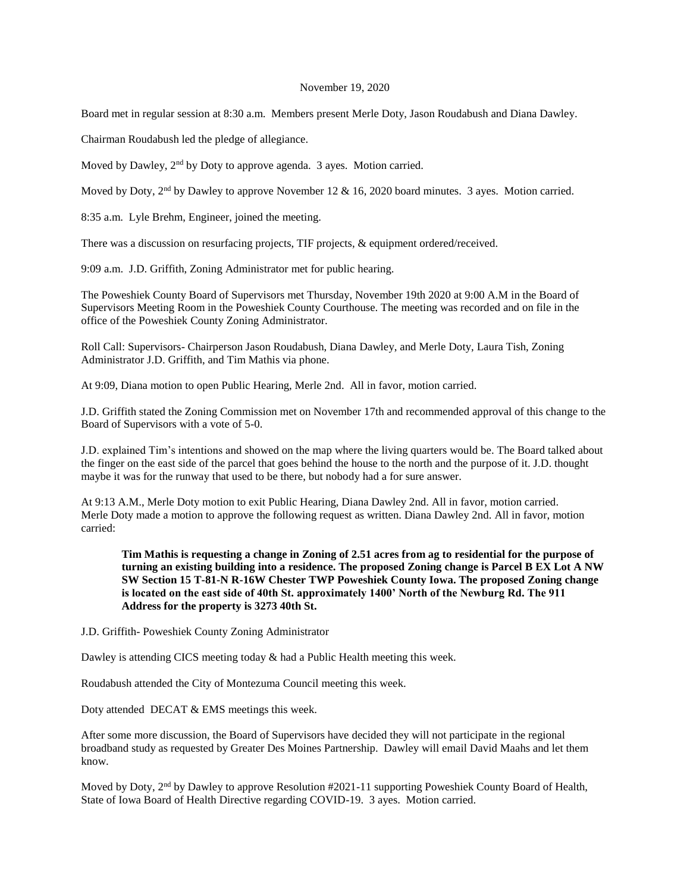November 19, 2020

Board met in regular session at 8:30 a.m. Members present Merle Doty, Jason Roudabush and Diana Dawley.

Chairman Roudabush led the pledge of allegiance.

Moved by Dawley, 2nd by Doty to approve agenda. 3 ayes. Motion carried.

Moved by Doty, 2nd by Dawley to approve November 12 & 16, 2020 board minutes. 3 ayes. Motion carried.

8:35 a.m. Lyle Brehm, Engineer, joined the meeting.

There was a discussion on resurfacing projects, TIF projects, & equipment ordered/received.

9:09 a.m. J.D. Griffith, Zoning Administrator met for public hearing.

The Poweshiek County Board of Supervisors met Thursday, November 19th 2020 at 9:00 A.M in the Board of Supervisors Meeting Room in the Poweshiek County Courthouse. The meeting was recorded and on file in the office of the Poweshiek County Zoning Administrator.

Roll Call: Supervisors- Chairperson Jason Roudabush, Diana Dawley, and Merle Doty, Laura Tish, Zoning Administrator J.D. Griffith, and Tim Mathis via phone.

At 9:09, Diana motion to open Public Hearing, Merle 2nd. All in favor, motion carried.

J.D. Griffith stated the Zoning Commission met on November 17th and recommended approval of this change to the Board of Supervisors with a vote of 5-0.

J.D. explained Tim's intentions and showed on the map where the living quarters would be. The Board talked about the finger on the east side of the parcel that goes behind the house to the north and the purpose of it. J.D. thought maybe it was for the runway that used to be there, but nobody had a for sure answer.

At 9:13 A.M., Merle Doty motion to exit Public Hearing, Diana Dawley 2nd. All in favor, motion carried. Merle Doty made a motion to approve the following request as written. Diana Dawley 2nd. All in favor, motion carried:

> **Tim Mathis is requesting a change in Zoning of 2.51 acres from ag to residential for the purpose of turning an existing building into a residence. The proposed Zoning change is Parcel B EX Lot A NW SW Section 15 T-81-N R-16W Chester TWP Poweshiek County Iowa. The proposed Zoning change is located on the east side of 40th St. approximately 1400' North of the Newburg Rd. The 911 Address for the property is 3273 40th St.**

J.D. Griffith- Poweshiek County Zoning Administrator

Dawley is attending CICS meeting today & had a Public Health meeting this week.

Roudabush attended the City of Montezuma Council meeting this week.

Doty attended DECAT & EMS meetings this week.

After some more discussion, the Board of Supervisors have decided they will not participate in the regional broadband study as requested by Greater Des Moines Partnership. Dawley will email David Maahs and let them know.

Moved by Doty, 2nd by Dawley to approve Resolution #2021-11 supporting Poweshiek County Board of Health, State of Iowa Board of Health Directive regarding COVID-19. 3 ayes. Motion carried.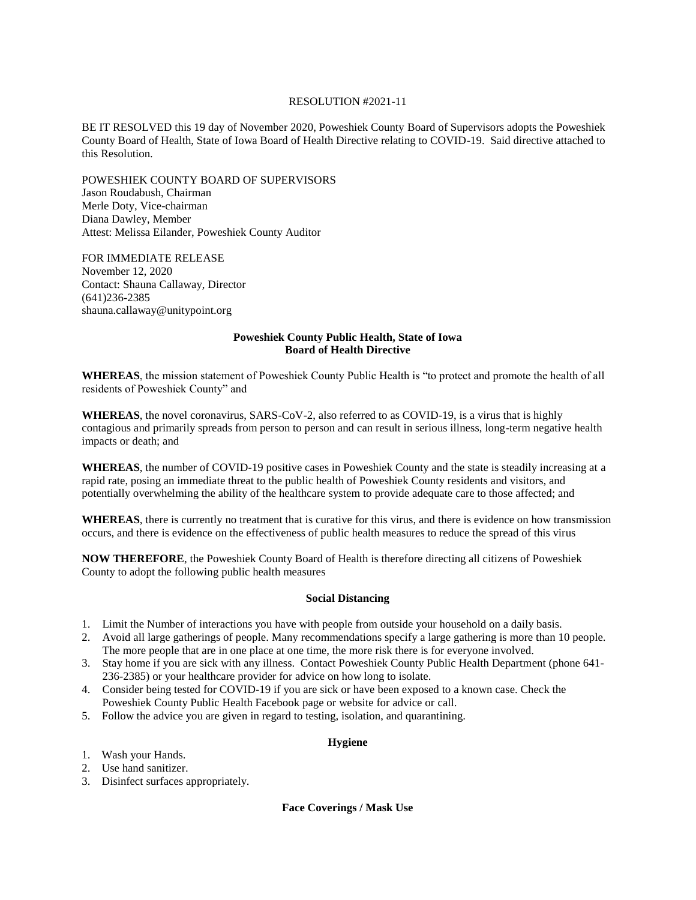RESOLUTION #2021-11

BE IT RESOLVED this 19 day of November 2020, Poweshiek County Board of Supervisors adopts the Poweshiek County Board of Health, State of Iowa Board of Health Directive relating to COVID-19. Said directive attached to this Resolution.

POWESHIEK COUNTY BOARD OF SUPERVISORS
Jason Roudabush, Chairman
Merle Doty, Vice-chairman
Diana Dawley, Member
Attest: Melissa Eilander, Poweshiek County Auditor

FOR IMMEDIATE RELEASE
November 12, 2020
Contact: Shauna Callaway, Director
(641)236-2385
shauna.callaway@unitypoint.org

**Poweshiek County Public Health, State of Iowa**
**Board of Health Directive**

**WHEREAS**, the mission statement of Poweshiek County Public Health is "to protect and promote the health of all residents of Poweshiek County" and

**WHEREAS**, the novel coronavirus, SARS-CoV-2, also referred to as COVID-19, is a virus that is highly contagious and primarily spreads from person to person and can result in serious illness, long-term negative health impacts or death; and

**WHEREAS**, the number of COVID-19 positive cases in Poweshiek County and the state is steadily increasing at a rapid rate, posing an immediate threat to the public health of Poweshiek County residents and visitors, and potentially overwhelming the ability of the healthcare system to provide adequate care to those affected; and

**WHEREAS**, there is currently no treatment that is curative for this virus, and there is evidence on how transmission occurs, and there is evidence on the effectiveness of public health measures to reduce the spread of this virus

**NOW THEREFORE**, the Poweshiek County Board of Health is therefore directing all citizens of Poweshiek County to adopt the following public health measures

**Social Distancing**

1. Limit the Number of interactions you have with people from outside your household on a daily basis.
2. Avoid all large gatherings of people. Many recommendations specify a large gathering is more than 10 people. The more people that are in one place at one time, the more risk there is for everyone involved.
3. Stay home if you are sick with any illness. Contact Poweshiek County Public Health Department (phone 641-236-2385) or your healthcare provider for advice on how long to isolate.
4. Consider being tested for COVID-19 if you are sick or have been exposed to a known case. Check the Poweshiek County Public Health Facebook page or website for advice or call.
5. Follow the advice you are given in regard to testing, isolation, and quarantining.

**Hygiene**

1. Wash your Hands.
2. Use hand sanitizer.
3. Disinfect surfaces appropriately.

**Face Coverings / Mask Use**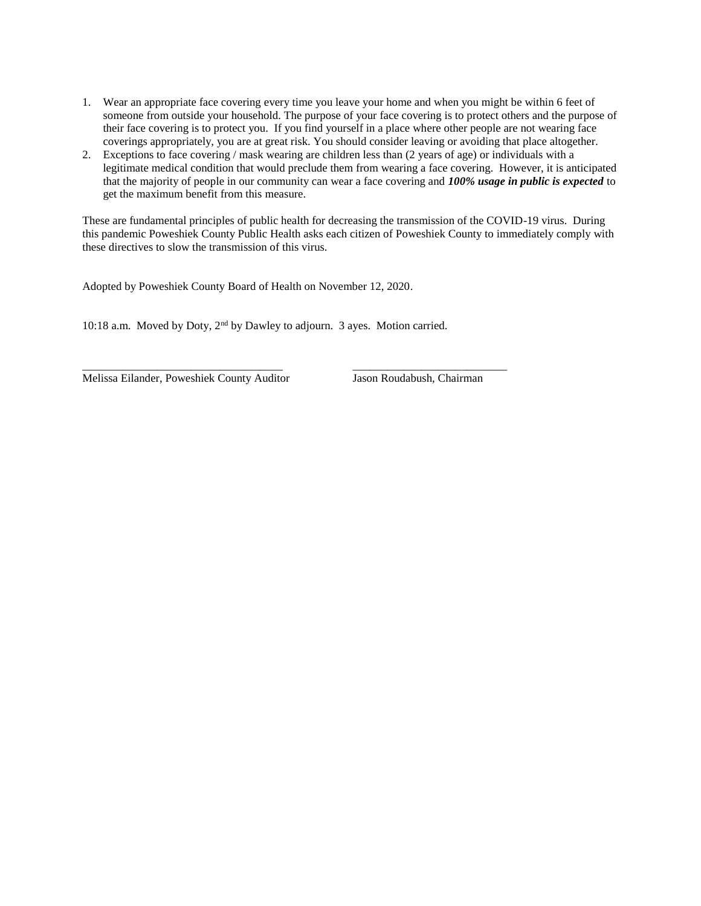1. Wear an appropriate face covering every time you leave your home and when you might be within 6 feet of someone from outside your household. The purpose of your face covering is to protect others and the purpose of their face covering is to protect you. If you find yourself in a place where other people are not wearing face coverings appropriately, you are at great risk. You should consider leaving or avoiding that place altogether.
2. Exceptions to face covering / mask wearing are children less than (2 years of age) or individuals with a legitimate medical condition that would preclude them from wearing a face covering. However, it is anticipated that the majority of people in our community can wear a face covering and ***100% usage in public is expected*** to get the maximum benefit from this measure.

These are fundamental principles of public health for decreasing the transmission of the COVID-19 virus. During this pandemic Poweshiek County Public Health asks each citizen of Poweshiek County to immediately comply with these directives to slow the transmission of this virus.

Adopted by Poweshiek County Board of Health on November 12, 2020.

10:18 a.m. Moved by Doty, 2nd by Dawley to adjourn. 3 ayes. Motion carried.

\_\_\_\_\_\_\_\_\_\_\_\_\_\_\_\_\_\_\_\_\_\_\_\_\_\_\_\_\_\_\_\_\_\_\_
Melissa Eilander, Poweshiek County Auditor

\_\_\_\_\_\_\_\_\_\_\_\_\_\_\_\_\_\_\_\_\_\_\_\_\_\_\_
Jason Roudabush, Chairman